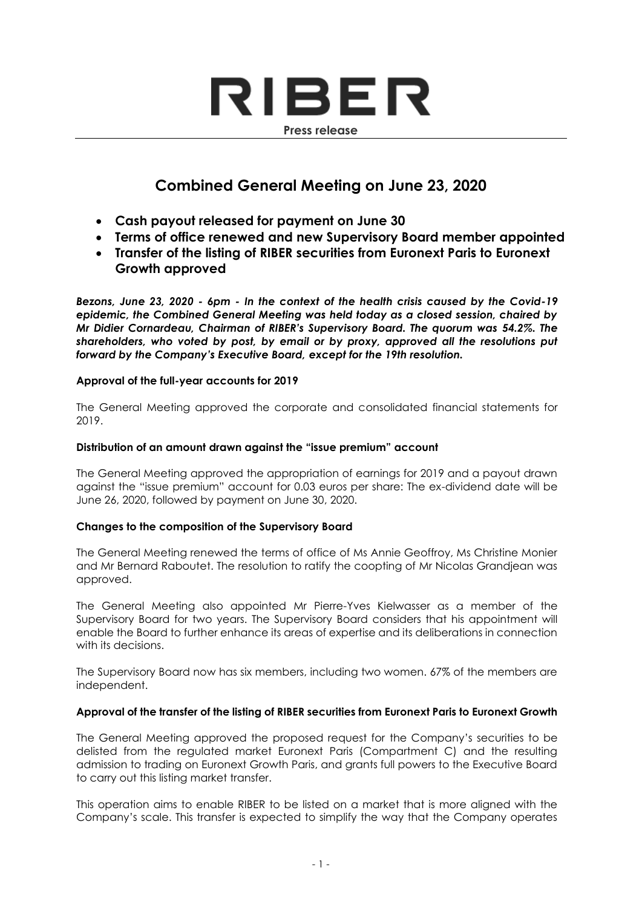# RIBER

**Press release**

## Combined General Meeting on June 23, 2020

- **Cash payout released for payment on June 30**
- **Terms of office renewed and new Supervisory Board member appointed**
- **Transfer of the listing of RIBER securities from Euronext Paris to Euronext Growth approved**

***Bezons, June 23, 2020 - 6pm - In the context of the health crisis caused by the Covid-19 epidemic, the Combined General Meeting was held today as a closed session, chaired by Mr Didier Cornardeau, Chairman of RIBER's Supervisory Board. The quorum was 54.2%. The shareholders, who voted by post, by email or by proxy, approved all the resolutions put forward by the Company's Executive Board, except for the 19th resolution.***

### Approval of the full-year accounts for 2019

The General Meeting approved the corporate and consolidated financial statements for 2019.

### Distribution of an amount drawn against the "issue premium" account

The General Meeting approved the appropriation of earnings for 2019 and a payout drawn against the "issue premium" account for 0.03 euros per share: The ex-dividend date will be June 26, 2020, followed by payment on June 30, 2020.

### Changes to the composition of the Supervisory Board

The General Meeting renewed the terms of office of Ms Annie Geoffroy, Ms Christine Monier and Mr Bernard Raboutet. The resolution to ratify the coopting of Mr Nicolas Grandjean was approved.

The General Meeting also appointed Mr Pierre-Yves Kielwasser as a member of the Supervisory Board for two years. The Supervisory Board considers that his appointment will enable the Board to further enhance its areas of expertise and its deliberations in connection with its decisions.

The Supervisory Board now has six members, including two women. 67% of the members are independent.

### Approval of the transfer of the listing of RIBER securities from Euronext Paris to Euronext Growth

The General Meeting approved the proposed request for the Company's securities to be delisted from the regulated market Euronext Paris (Compartment C) and the resulting admission to trading on Euronext Growth Paris, and grants full powers to the Executive Board to carry out this listing market transfer.

This operation aims to enable RIBER to be listed on a market that is more aligned with the Company's scale. This transfer is expected to simplify the way that the Company operates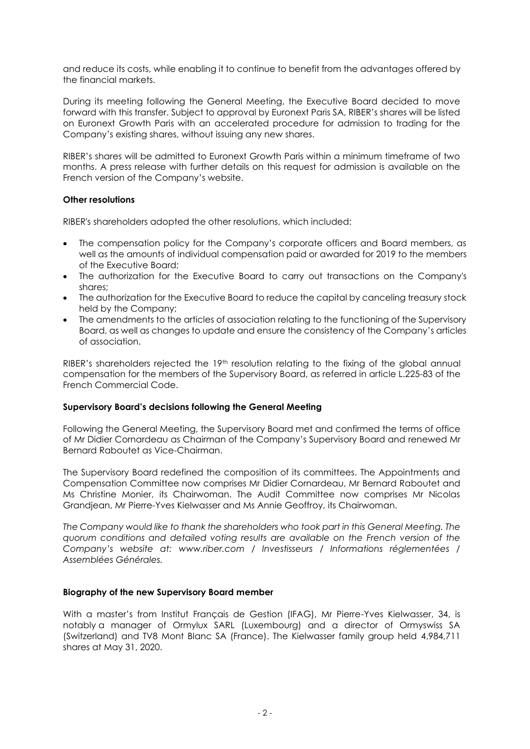and reduce its costs, while enabling it to continue to benefit from the advantages offered by the financial markets.

During its meeting following the General Meeting, the Executive Board decided to move forward with this transfer. Subject to approval by Euronext Paris SA, RIBER's shares will be listed on Euronext Growth Paris with an accelerated procedure for admission to trading for the Company's existing shares, without issuing any new shares.

RIBER's shares will be admitted to Euronext Growth Paris within a minimum timeframe of two months. A press release with further details on this request for admission is available on the French version of the Company's website.

**Other resolutions**

RIBER's shareholders adopted the other resolutions, which included:

- The compensation policy for the Company's corporate officers and Board members, as well as the amounts of individual compensation paid or awarded for 2019 to the members of the Executive Board;
- The authorization for the Executive Board to carry out transactions on the Company's shares;
- The authorization for the Executive Board to reduce the capital by canceling treasury stock held by the Company;
- The amendments to the articles of association relating to the functioning of the Supervisory Board, as well as changes to update and ensure the consistency of the Company's articles of association.

RIBER's shareholders rejected the 19th resolution relating to the fixing of the global annual compensation for the members of the Supervisory Board, as referred in article L.225-83 of the French Commercial Code.

**Supervisory Board's decisions following the General Meeting**

Following the General Meeting, the Supervisory Board met and confirmed the terms of office of Mr Didier Cornardeau as Chairman of the Company's Supervisory Board and renewed Mr Bernard Raboutet as Vice-Chairman.

The Supervisory Board redefined the composition of its committees. The Appointments and Compensation Committee now comprises Mr Didier Cornardeau, Mr Bernard Raboutet and Ms Christine Monier, its Chairwoman. The Audit Committee now comprises Mr Nicolas Grandjean, Mr Pierre-Yves Kielwasser and Ms Annie Geoffroy, its Chairwoman.

*The Company would like to thank the shareholders who took part in this General Meeting. The quorum conditions and detailed voting results are available on the French version of the Company's website at: www.riber.com / Investisseurs / Informations réglementées / Assemblées Générales.*

**Biography of the new Supervisory Board member**

With a master's from Institut Français de Gestion (IFAG), Mr Pierre-Yves Kielwasser, 34, is notably a manager of Ormylux SARL (Luxembourg) and a director of Ormyswiss SA (Switzerland) and TV8 Mont Blanc SA (France). The Kielwasser family group held 4,984,711 shares at May 31, 2020.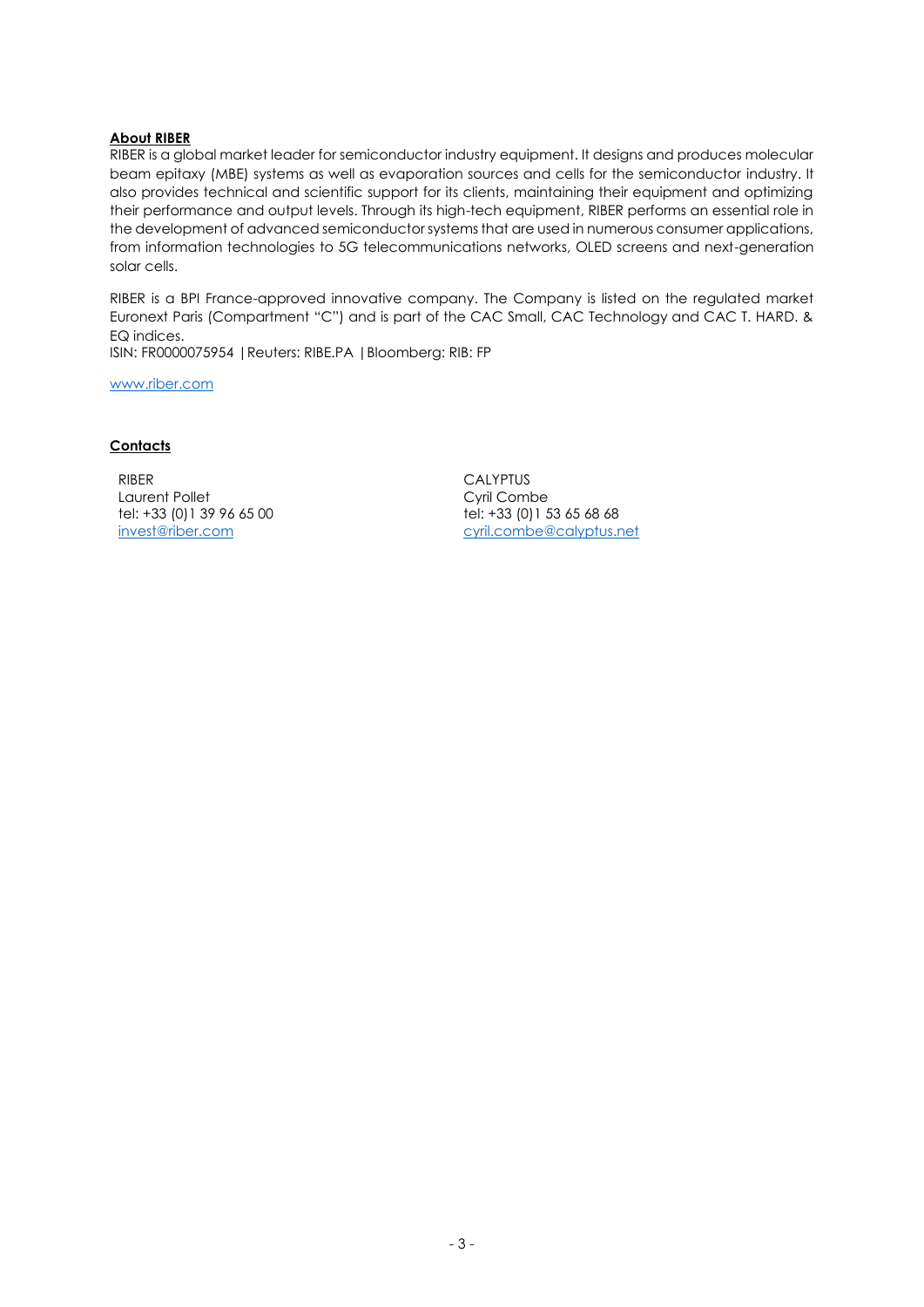**About RIBER**

RIBER is a global market leader for semiconductor industry equipment. It designs and produces molecular beam epitaxy (MBE) systems as well as evaporation sources and cells for the semiconductor industry. It also provides technical and scientific support for its clients, maintaining their equipment and optimizing their performance and output levels. Through its high-tech equipment, RIBER performs an essential role in the development of advanced semiconductor systems that are used in numerous consumer applications, from information technologies to 5G telecommunications networks, OLED screens and next-generation solar cells.

RIBER is a BPI France-approved innovative company. The Company is listed on the regulated market Euronext Paris (Compartment "C") and is part of the CAC Small, CAC Technology and CAC T. HARD. & EQ indices.

ISIN: FR0000075954 | Reuters: RIBE.PA | Bloomberg: RIB: FP

www.riber.com

**Contacts**

RIBER
Laurent Pollet
tel: +33 (0)1 39 96 65 00
invest@riber.com

CALYPTUS
Cyril Combe
tel: +33 (0)1 53 65 68 68
cyril.combe@calyptus.net